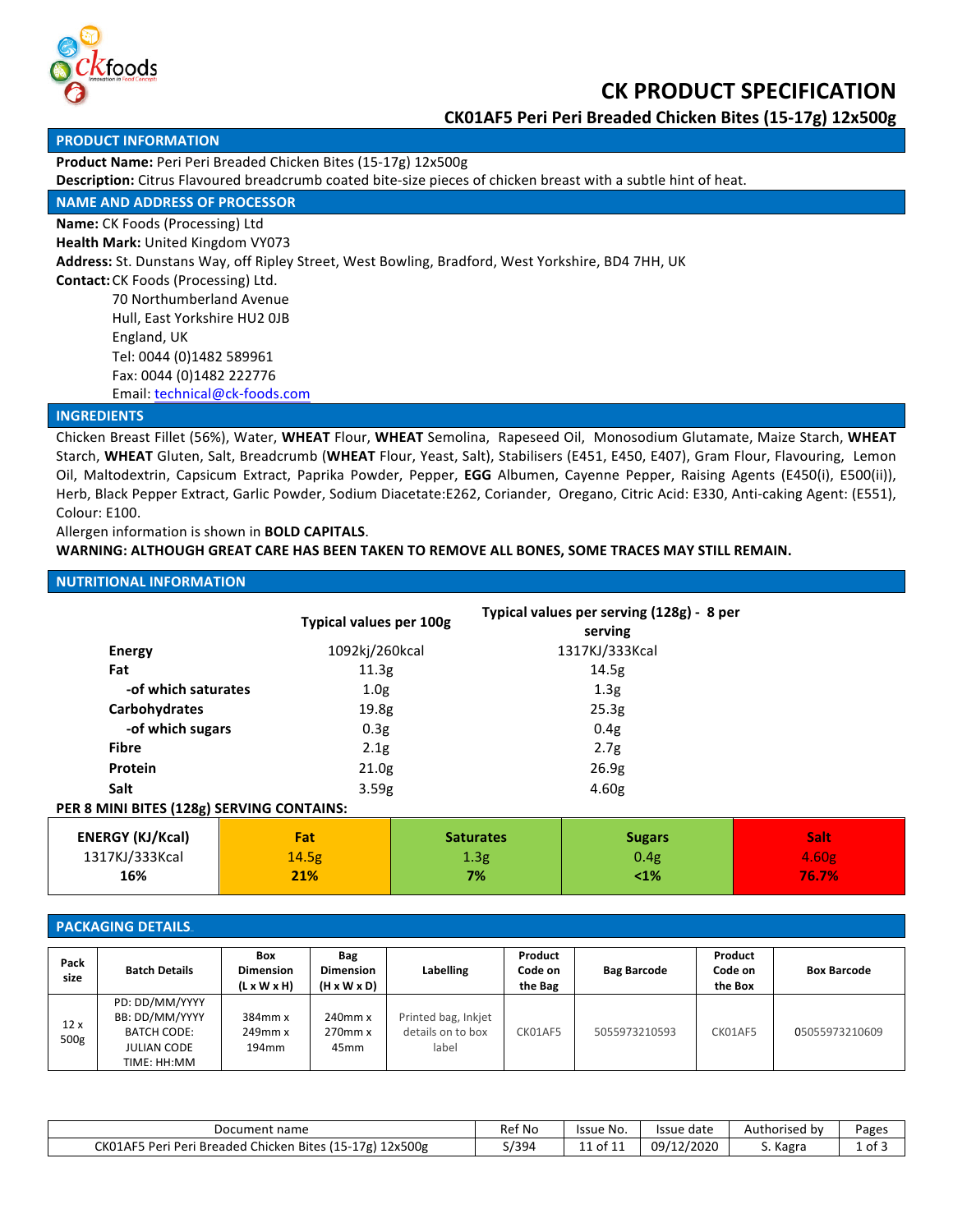# CK PRODUCT SPECIFICATION

## CK01AF5 Peri Peri Breaded Chicken Bites (15-17g) 12x500g

## PRODUCT INFORMATION

**Product Name:** Peri Peri Breaded Chicken Bites (15-17g) 12x500g

**Description:** Citrus Flavoured breadcrumb coated bite-size pieces of chicken breast with a subtle hint of heat.

## NAME AND ADDRESS OF PROCESSOR

**Name:** CK Foods (Processing) Ltd

**Health Mark:** United Kingdom VY073

**Address:** St. Dunstans Way, off Ripley Street, West Bowling, Bradford, West Yorkshire, BD4 7HH, UK

**Contact:** CK Foods (Processing) Ltd.
70 Northumberland Avenue
Hull, East Yorkshire HU2 0JB
England, UK
Tel: 0044 (0)1482 589961
Fax: 0044 (0)1482 222776
Email: technical@ck-foods.com

## INGREDIENTS

Chicken Breast Fillet (56%), Water, **WHEAT** Flour, **WHEAT** Semolina, Rapeseed Oil, Monosodium Glutamate, Maize Starch, **WHEAT** Starch, **WHEAT** Gluten, Salt, Breadcrumb (**WHEAT** Flour, Yeast, Salt), Stabilisers (E451, E450, E407), Gram Flour, Flavouring, Lemon Oil, Maltodextrin, Capsicum Extract, Paprika Powder, Pepper, **EGG** Albumen, Cayenne Pepper, Raising Agents (E450(i), E500(ii)), Herb, Black Pepper Extract, Garlic Powder, Sodium Diacetate:E262, Coriander, Oregano, Citric Acid: E330, Anti-caking Agent: (E551), Colour: E100.

Allergen information is shown in **BOLD CAPITALS**.

**WARNING: ALTHOUGH GREAT CARE HAS BEEN TAKEN TO REMOVE ALL BONES, SOME TRACES MAY STILL REMAIN.**

## NUTRITIONAL INFORMATION

| | Typical values per 100g | Typical values per serving (128g) - 8 per serving |
|---|---|---|
| **Energy** | 1092kj/260kcal | 1317KJ/333Kcal |
| **Fat** | 11.3g | 14.5g |
| **-of which saturates** | 1.0g | 1.3g |
| **Carbohydrates** | 19.8g | 25.3g |
| **-of which sugars** | 0.3g | 0.4g |
| **Fibre** | 2.1g | 2.7g |
| **Protein** | 21.0g | 26.9g |
| **Salt** | 3.59g | 4.60g |

**PER 8 MINI BITES (128g) SERVING CONTAINS:**

| ENERGY (KJ/Kcal) | Fat | Saturates | Sugars | Salt |
|---|---|---|---|---|
| 1317KJ/333Kcal | 14.5g | 1.3g | 0.4g | 4.60g |
| **16%** | **21%** | **7%** | **<1%** | **76.7%** |

## PACKAGING DETAILS

| Pack size | Batch Details | Box Dimension (L x W x H) | Bag Dimension (H x W x D) | Labelling | Product Code on the Bag | Bag Barcode | Product Code on the Box | Box Barcode |
|---|---|---|---|---|---|---|---|---|
| 12 x 500g | PD: DD/MM/YYYY<br>BB: DD/MM/YYYY<br>BATCH CODE: JULIAN CODE<br>TIME: HH:MM | 384mm x 249mm x 194mm | 240mm x 270mm x 45mm | Printed bag, Inkjet details on to box label | CK01AF5 | 5055973210593 | CK01AF5 | 05055973210609 |

| Document name | Ref No | Issue No. | Issue date | Authorised by | Pages |
|---|---|---|---|---|---|
| CK01AF5 Peri Peri Breaded Chicken Bites (15-17g) 12x500g | S/394 | 11 of 11 | 09/12/2020 | S. Kagra | 1 of 3 |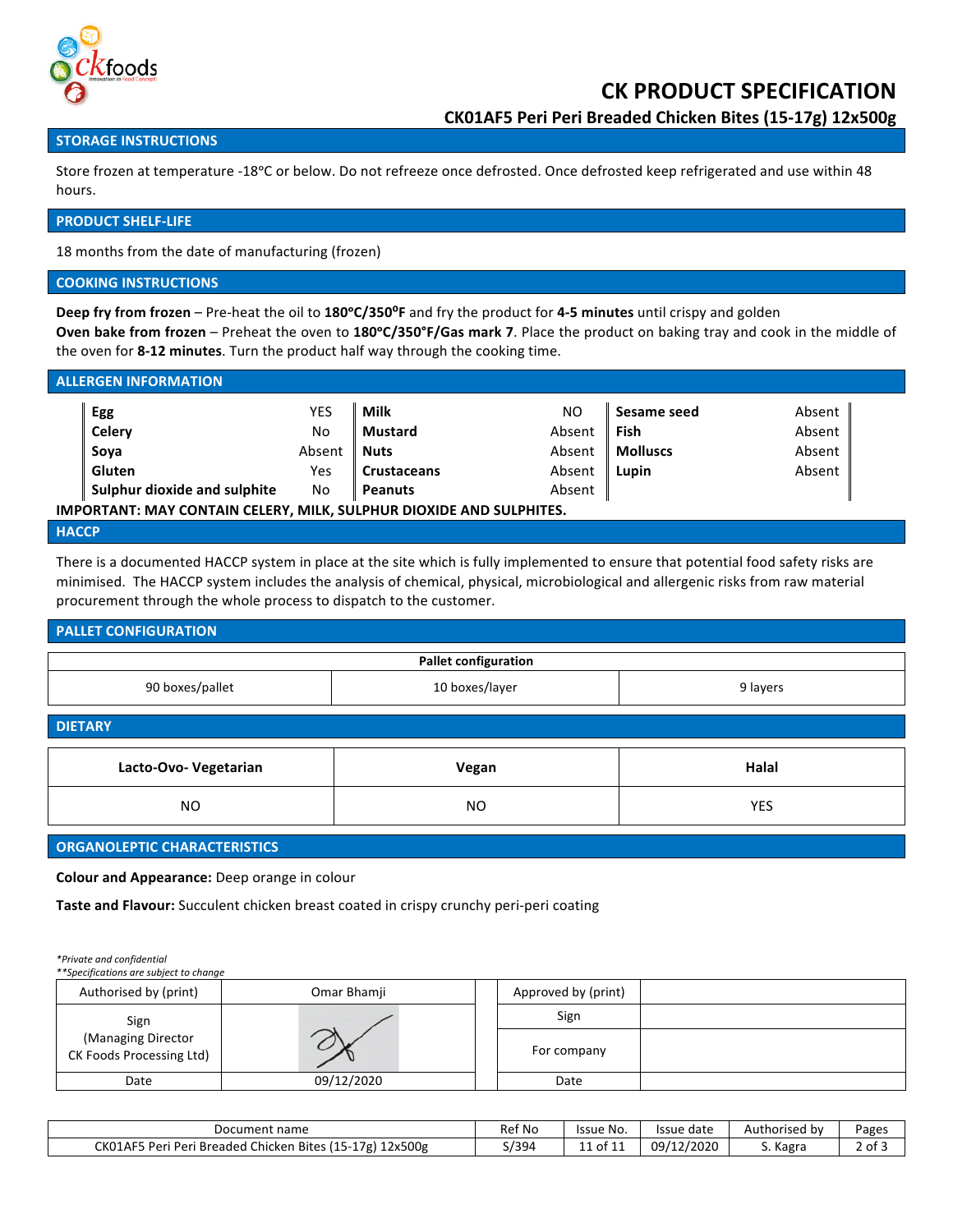# CK PRODUCT SPECIFICATION

## CK01AF5 Peri Peri Breaded Chicken Bites (15-17g) 12x500g

## STORAGE INSTRUCTIONS

Store frozen at temperature -18ºC or below. Do not refreeze once defrosted. Once defrosted keep refrigerated and use within 48 hours.

## PRODUCT SHELF-LIFE

18 months from the date of manufacturing (frozen)

## COOKING INSTRUCTIONS

**Deep fry from frozen** – Pre-heat the oil to **180ºC/350⁰F** and fry the product for **4-5 minutes** until crispy and golden
**Oven bake from frozen** – Preheat the oven to **180ºC/350°F/Gas mark 7**. Place the product on baking tray and cook in the middle of the oven for **8-12 minutes**. Turn the product half way through the cooking time.

## ALLERGEN INFORMATION

| | | | | | |
|---|---|---|---|---|---|
| **Egg** | YES | **Milk** | NO | **Sesame seed** | Absent |
| **Celery** | No | **Mustard** | Absent | **Fish** | Absent |
| **Soya** | Absent | **Nuts** | Absent | **Molluscs** | Absent |
| **Gluten** | Yes | **Crustaceans** | Absent | **Lupin** | Absent |
| **Sulphur dioxide and sulphite** | No | **Peanuts** | Absent | | |

**IMPORTANT: MAY CONTAIN CELERY, MILK, SULPHUR DIOXIDE AND SULPHITES.**

## HACCP

There is a documented HACCP system in place at the site which is fully implemented to ensure that potential food safety risks are minimised. The HACCP system includes the analysis of chemical, physical, microbiological and allergenic risks from raw material procurement through the whole process to dispatch to the customer.

## PALLET CONFIGURATION

| Pallet configuration | | |
|---|---|---|
| 90 boxes/pallet | 10 boxes/layer | 9 layers |

## DIETARY

| Lacto-Ovo- Vegetarian | Vegan | Halal |
|---|---|---|
| NO | NO | YES |

## ORGANOLEPTIC CHARACTERISTICS

**Colour and Appearance:** Deep orange in colour

**Taste and Flavour:** Succulent chicken breast coated in crispy crunchy peri-peri coating

*\*Private and confidential*
*\*\*Specifications are subject to change*

| | | | |
|---|---|---|---|
| Authorised by (print) | Omar Bhamji | Approved by (print) | |
| Sign (Managing Director CK Foods Processing Ltd) | | Sign | |
| | | For company | |
| Date | 09/12/2020 | Date | |

| Document name | Ref No | Issue No. | Issue date | Authorised by | Pages |
|---|---|---|---|---|---|
| CK01AF5 Peri Peri Breaded Chicken Bites (15-17g) 12x500g | S/394 | 11 of 11 | 09/12/2020 | S. Kagra | 2 of 3 |